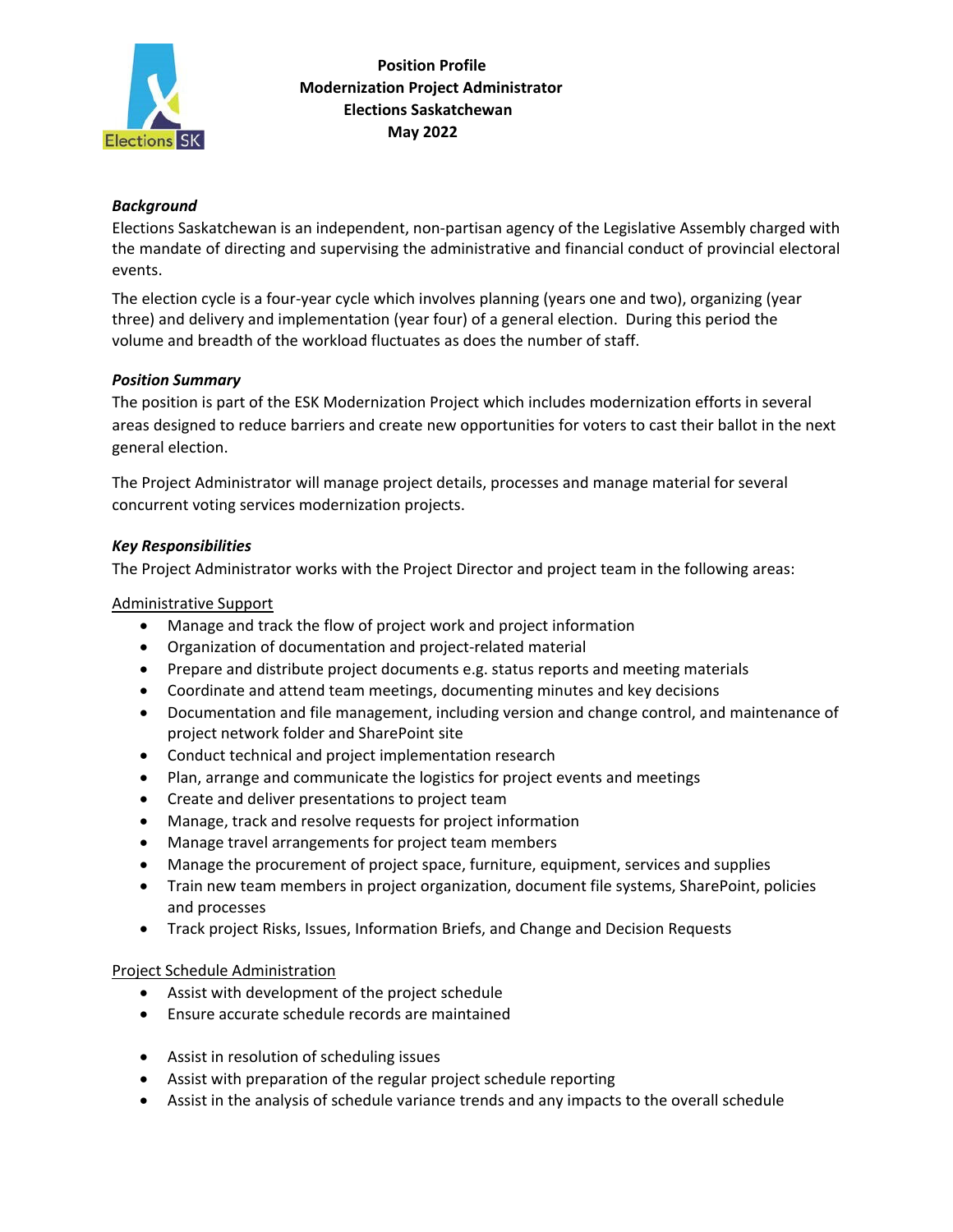**Position Profile**
**Modernization Project Administrator**
**Elections Saskatchewan**
**May 2022**

***Background***

Elections Saskatchewan is an independent, non-partisan agency of the Legislative Assembly charged with the mandate of directing and supervising the administrative and financial conduct of provincial electoral events.

The election cycle is a four-year cycle which involves planning (years one and two), organizing (year three) and delivery and implementation (year four) of a general election. During this period the volume and breadth of the workload fluctuates as does the number of staff.

***Position Summary***

The position is part of the ESK Modernization Project which includes modernization efforts in several areas designed to reduce barriers and create new opportunities for voters to cast their ballot in the next general election.

The Project Administrator will manage project details, processes and manage material for several concurrent voting services modernization projects.

***Key Responsibilities***

The Project Administrator works with the Project Director and project team in the following areas:

<u>Administrative Support</u>

- Manage and track the flow of project work and project information
- Organization of documentation and project-related material
- Prepare and distribute project documents e.g. status reports and meeting materials
- Coordinate and attend team meetings, documenting minutes and key decisions
- Documentation and file management, including version and change control, and maintenance of project network folder and SharePoint site
- Conduct technical and project implementation research
- Plan, arrange and communicate the logistics for project events and meetings
- Create and deliver presentations to project team
- Manage, track and resolve requests for project information
- Manage travel arrangements for project team members
- Manage the procurement of project space, furniture, equipment, services and supplies
- Train new team members in project organization, document file systems, SharePoint, policies and processes
- Track project Risks, Issues, Information Briefs, and Change and Decision Requests

<u>Project Schedule Administration</u>

- Assist with development of the project schedule
- Ensure accurate schedule records are maintained
- Assist in resolution of scheduling issues
- Assist with preparation of the regular project schedule reporting
- Assist in the analysis of schedule variance trends and any impacts to the overall schedule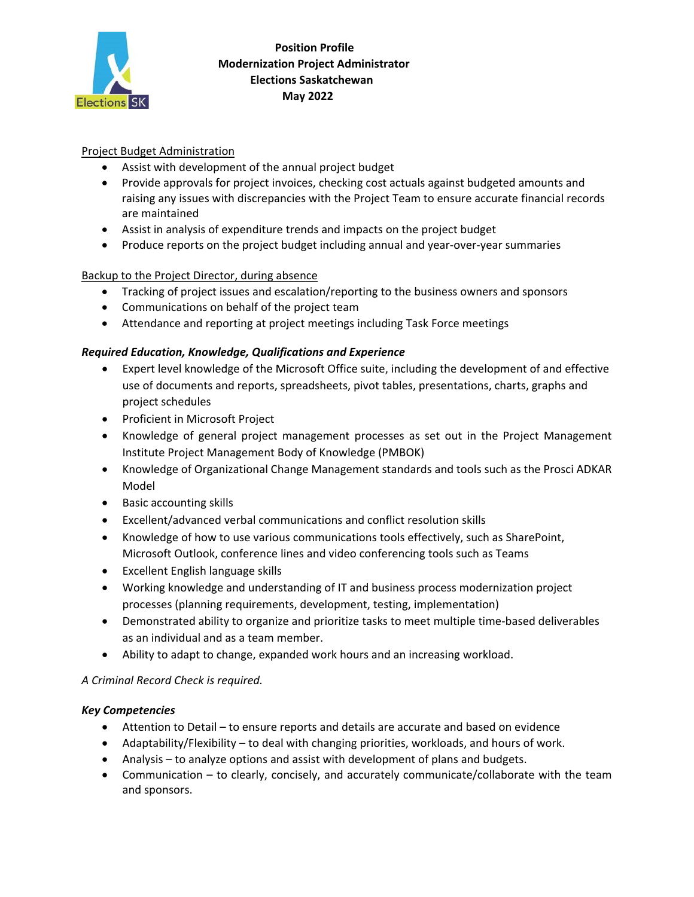**Position Profile**
**Modernization Project Administrator**
**Elections Saskatchewan**
**May 2022**

Project Budget Administration

- Assist with development of the annual project budget
- Provide approvals for project invoices, checking cost actuals against budgeted amounts and raising any issues with discrepancies with the Project Team to ensure accurate financial records are maintained
- Assist in analysis of expenditure trends and impacts on the project budget
- Produce reports on the project budget including annual and year-over-year summaries

Backup to the Project Director, during absence

- Tracking of project issues and escalation/reporting to the business owners and sponsors
- Communications on behalf of the project team
- Attendance and reporting at project meetings including Task Force meetings

***Required Education, Knowledge, Qualifications and Experience***

- Expert level knowledge of the Microsoft Office suite, including the development of and effective use of documents and reports, spreadsheets, pivot tables, presentations, charts, graphs and project schedules
- Proficient in Microsoft Project
- Knowledge of general project management processes as set out in the Project Management Institute Project Management Body of Knowledge (PMBOK)
- Knowledge of Organizational Change Management standards and tools such as the Prosci ADKAR Model
- Basic accounting skills
- Excellent/advanced verbal communications and conflict resolution skills
- Knowledge of how to use various communications tools effectively, such as SharePoint, Microsoft Outlook, conference lines and video conferencing tools such as Teams
- Excellent English language skills
- Working knowledge and understanding of IT and business process modernization project processes (planning requirements, development, testing, implementation)
- Demonstrated ability to organize and prioritize tasks to meet multiple time-based deliverables as an individual and as a team member.
- Ability to adapt to change, expanded work hours and an increasing workload.

*A Criminal Record Check is required.*

***Key Competencies***

- Attention to Detail – to ensure reports and details are accurate and based on evidence
- Adaptability/Flexibility – to deal with changing priorities, workloads, and hours of work.
- Analysis – to analyze options and assist with development of plans and budgets.
- Communication – to clearly, concisely, and accurately communicate/collaborate with the team and sponsors.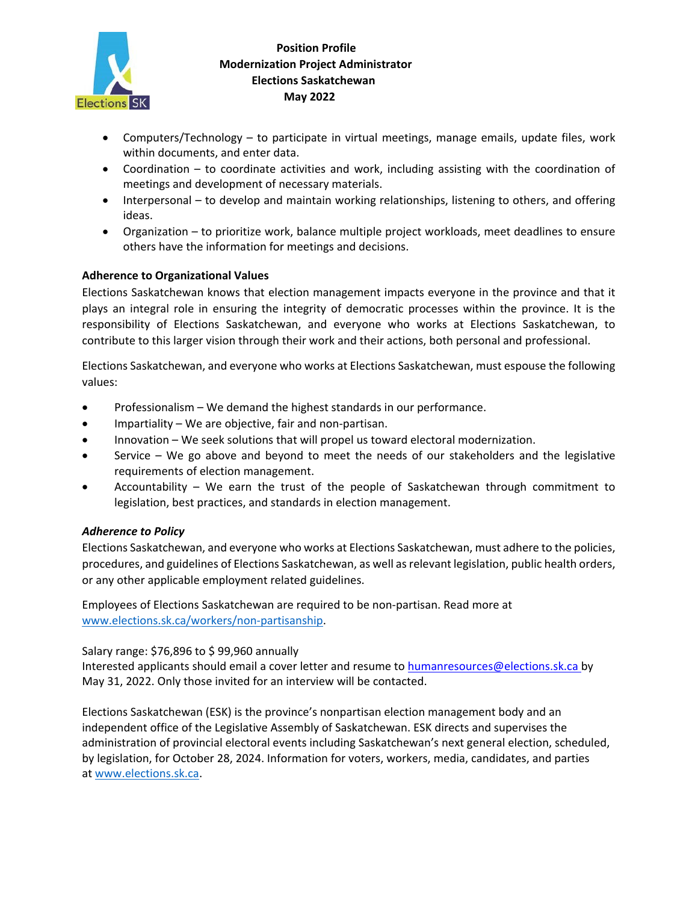- Computers/Technology – to participate in virtual meetings, manage emails, update files, work within documents, and enter data.
- Coordination – to coordinate activities and work, including assisting with the coordination of meetings and development of necessary materials.
- Interpersonal – to develop and maintain working relationships, listening to others, and offering ideas.
- Organization – to prioritize work, balance multiple project workloads, meet deadlines to ensure others have the information for meetings and decisions.

**Adherence to Organizational Values**

Elections Saskatchewan knows that election management impacts everyone in the province and that it plays an integral role in ensuring the integrity of democratic processes within the province. It is the responsibility of Elections Saskatchewan, and everyone who works at Elections Saskatchewan, to contribute to this larger vision through their work and their actions, both personal and professional.

Elections Saskatchewan, and everyone who works at Elections Saskatchewan, must espouse the following values:

- Professionalism – We demand the highest standards in our performance.
- Impartiality – We are objective, fair and non-partisan.
- Innovation – We seek solutions that will propel us toward electoral modernization.
- Service – We go above and beyond to meet the needs of our stakeholders and the legislative requirements of election management.
- Accountability – We earn the trust of the people of Saskatchewan through commitment to legislation, best practices, and standards in election management.

***Adherence to Policy***

Elections Saskatchewan, and everyone who works at Elections Saskatchewan, must adhere to the policies, procedures, and guidelines of Elections Saskatchewan, as well as relevant legislation, public health orders, or any other applicable employment related guidelines.

Employees of Elections Saskatchewan are required to be non-partisan. Read more at www.elections.sk.ca/workers/non-partisanship.

Salary range: $76,896 to $ 99,960 annually
Interested applicants should email a cover letter and resume to humanresources@elections.sk.ca by May 31, 2022. Only those invited for an interview will be contacted.

Elections Saskatchewan (ESK) is the province's nonpartisan election management body and an independent office of the Legislative Assembly of Saskatchewan. ESK directs and supervises the administration of provincial electoral events including Saskatchewan's next general election, scheduled, by legislation, for October 28, 2024. Information for voters, workers, media, candidates, and parties at www.elections.sk.ca.